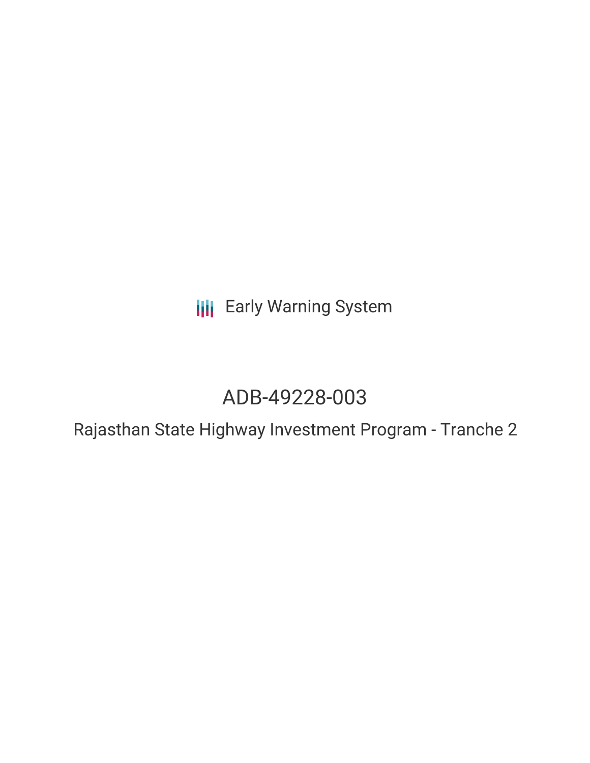Early Warning System

# ADB-49228-003

## Rajasthan State Highway Investment Program - Tranche 2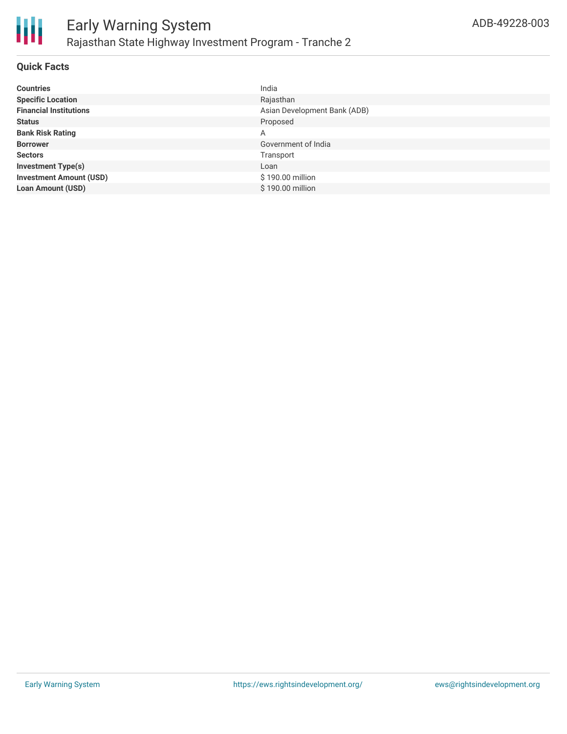# Early Warning System

## Rajasthan State Highway Investment Program - Tranche 2

ADB-49228-003

### Quick Facts

| | |
|---|---|
| **Countries** | India |
| **Specific Location** | Rajasthan |
| **Financial Institutions** | Asian Development Bank (ADB) |
| **Status** | Proposed |
| **Bank Risk Rating** | A |
| **Borrower** | Government of India |
| **Sectors** | Transport |
| **Investment Type(s)** | Loan |
| **Investment Amount (USD)** | $ 190.00 million |
| **Loan Amount (USD)** | $ 190.00 million |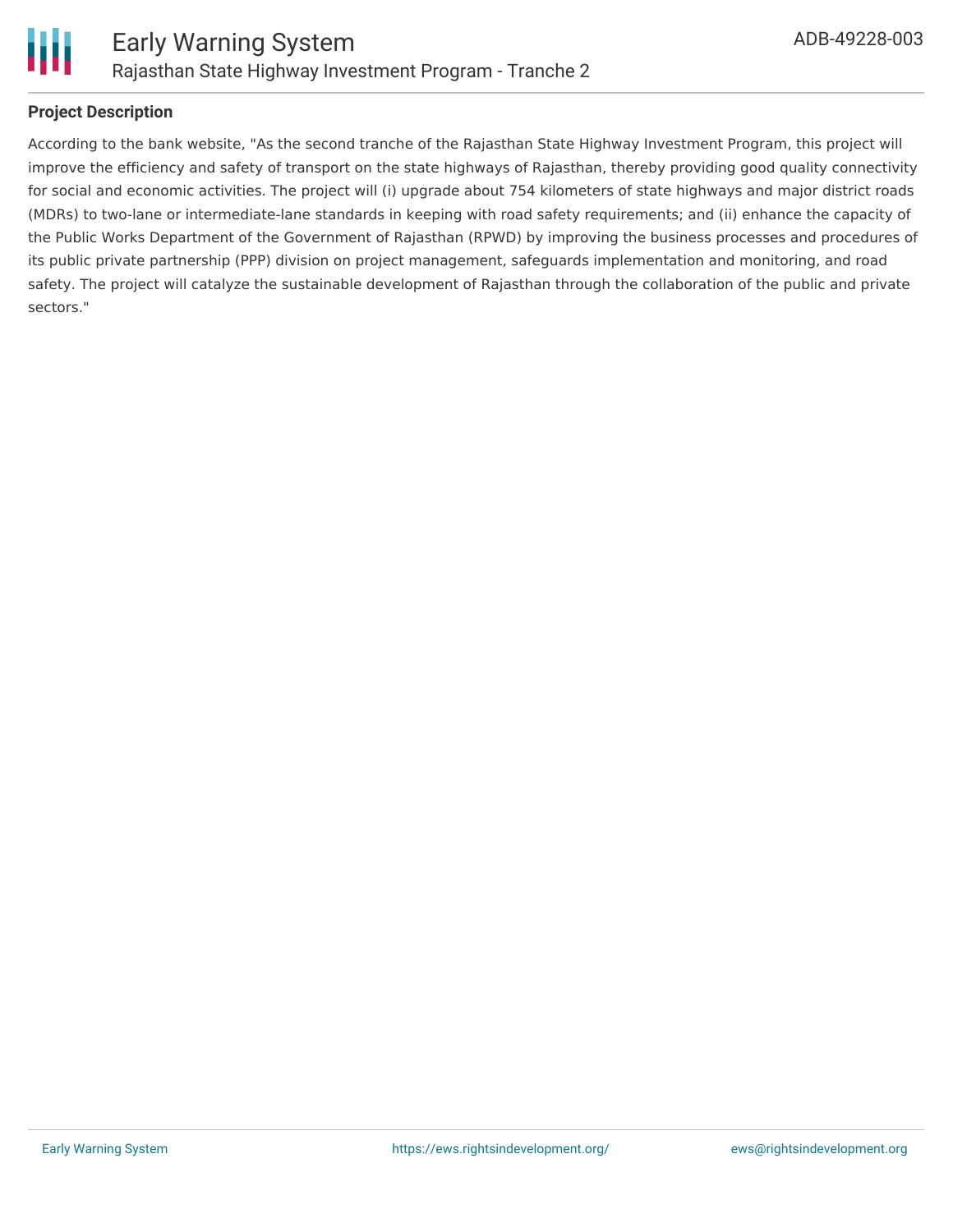## Project Description

According to the bank website, "As the second tranche of the Rajasthan State Highway Investment Program, this project will improve the efficiency and safety of transport on the state highways of Rajasthan, thereby providing good quality connectivity for social and economic activities. The project will (i) upgrade about 754 kilometers of state highways and major district roads (MDRs) to two-lane or intermediate-lane standards in keeping with road safety requirements; and (ii) enhance the capacity of the Public Works Department of the Government of Rajasthan (RPWD) by improving the business processes and procedures of its public private partnership (PPP) division on project management, safeguards implementation and monitoring, and road safety. The project will catalyze the sustainable development of Rajasthan through the collaboration of the public and private sectors."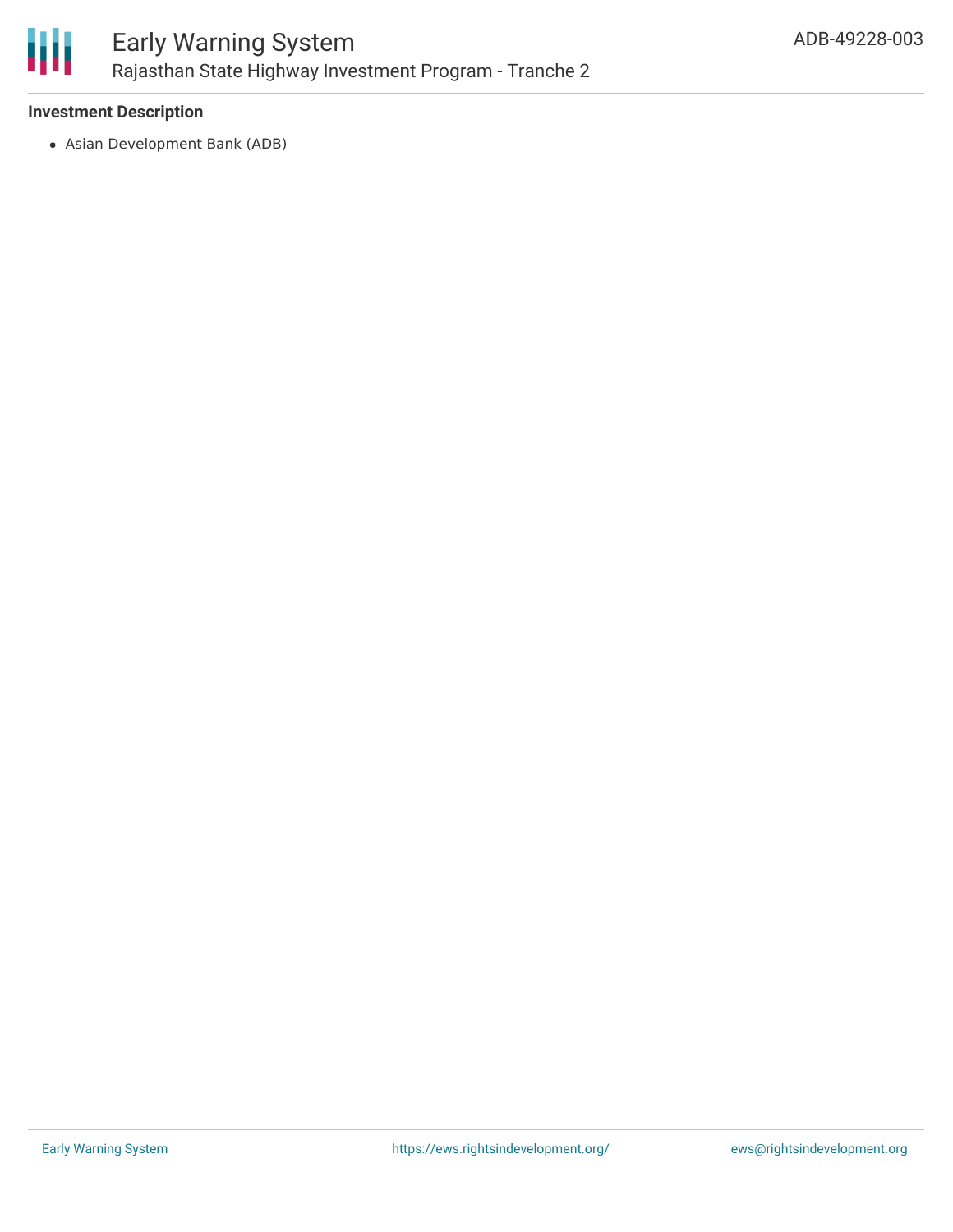### Investment Description

- Asian Development Bank (ADB)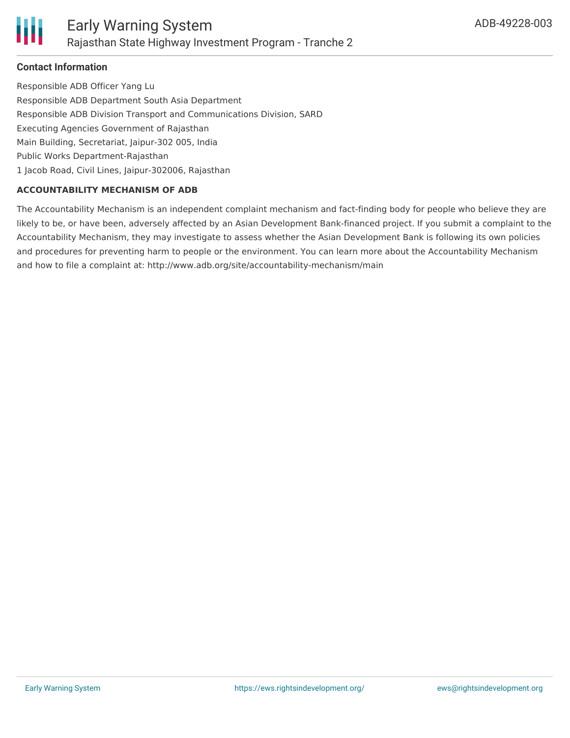## Contact Information

Responsible ADB Officer Yang Lu

Responsible ADB Department South Asia Department

Responsible ADB Division Transport and Communications Division, SARD

Executing Agencies Government of Rajasthan

Main Building, Secretariat, Jaipur-302 005, India

Public Works Department-Rajasthan

1 Jacob Road, Civil Lines, Jaipur-302006, Rajasthan

### ACCOUNTABILITY MECHANISM OF ADB

The Accountability Mechanism is an independent complaint mechanism and fact-finding body for people who believe they are likely to be, or have been, adversely affected by an Asian Development Bank-financed project. If you submit a complaint to the Accountability Mechanism, they may investigate to assess whether the Asian Development Bank is following its own policies and procedures for preventing harm to people or the environment. You can learn more about the Accountability Mechanism and how to file a complaint at: http://www.adb.org/site/accountability-mechanism/main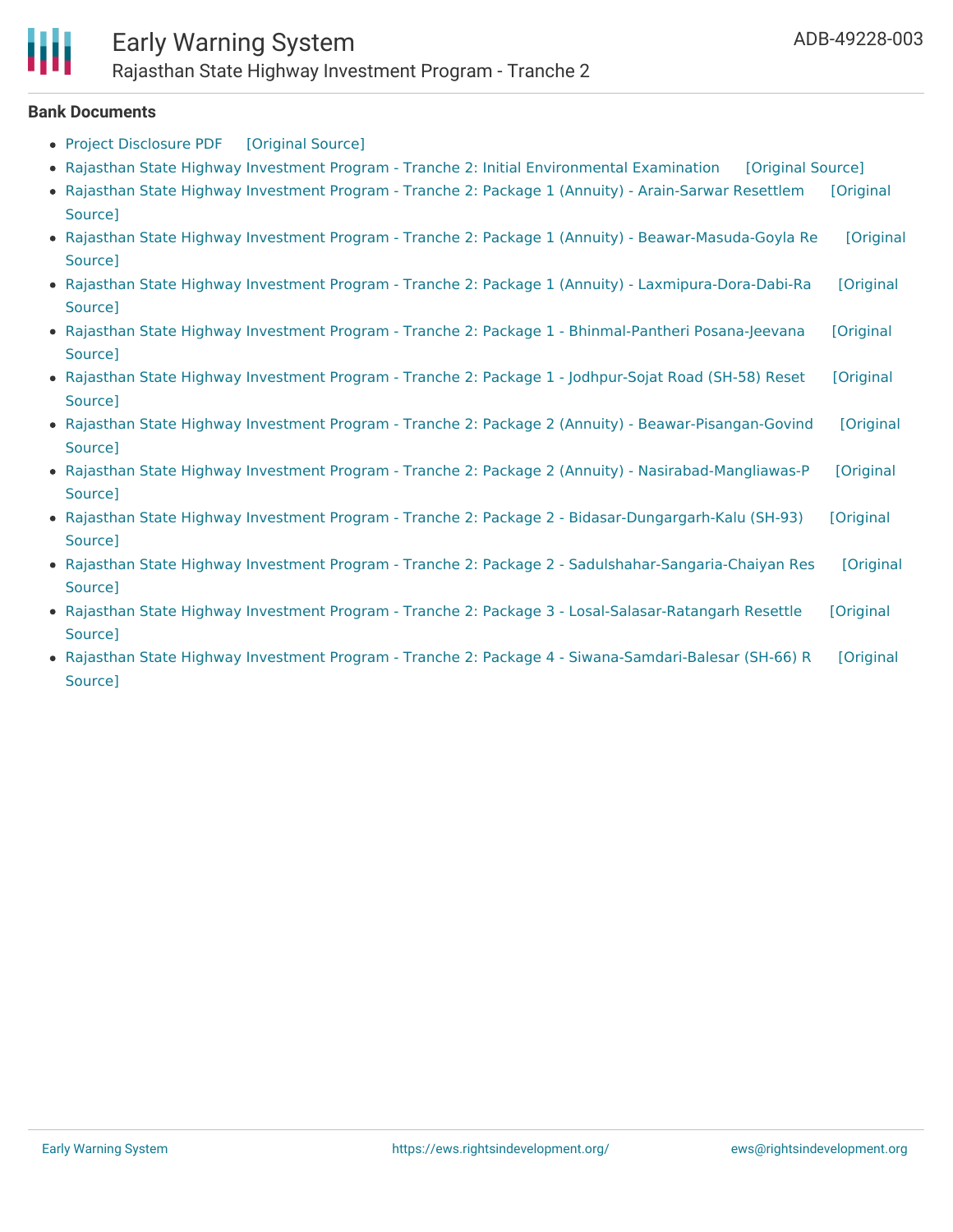**Bank Documents**

- Project Disclosure PDF [Original Source]
- Rajasthan State Highway Investment Program - Tranche 2: Initial Environmental Examination [Original Source]
- Rajasthan State Highway Investment Program - Tranche 2: Package 1 (Annuity) - Arain-Sarwar Resettlem [Original Source]
- Rajasthan State Highway Investment Program - Tranche 2: Package 1 (Annuity) - Beawar-Masuda-Goyla Re [Original Source]
- Rajasthan State Highway Investment Program - Tranche 2: Package 1 (Annuity) - Laxmipura-Dora-Dabi-Ra [Original Source]
- Rajasthan State Highway Investment Program - Tranche 2: Package 1 - Bhinmal-Pantheri Posana-Jeevana [Original Source]
- Rajasthan State Highway Investment Program - Tranche 2: Package 1 - Jodhpur-Sojat Road (SH-58) Reset [Original Source]
- Rajasthan State Highway Investment Program - Tranche 2: Package 2 (Annuity) - Beawar-Pisangan-Govind [Original Source]
- Rajasthan State Highway Investment Program - Tranche 2: Package 2 (Annuity) - Nasirabad-Mangliawas-P [Original Source]
- Rajasthan State Highway Investment Program - Tranche 2: Package 2 - Bidasar-Dungargarh-Kalu (SH-93) [Original Source]
- Rajasthan State Highway Investment Program - Tranche 2: Package 2 - Sadulshahar-Sangaria-Chaiyan Res [Original Source]
- Rajasthan State Highway Investment Program - Tranche 2: Package 3 - Losal-Salasar-Ratangarh Resettle [Original Source]
- Rajasthan State Highway Investment Program - Tranche 2: Package 4 - Siwana-Samdari-Balesar (SH-66) R [Original Source]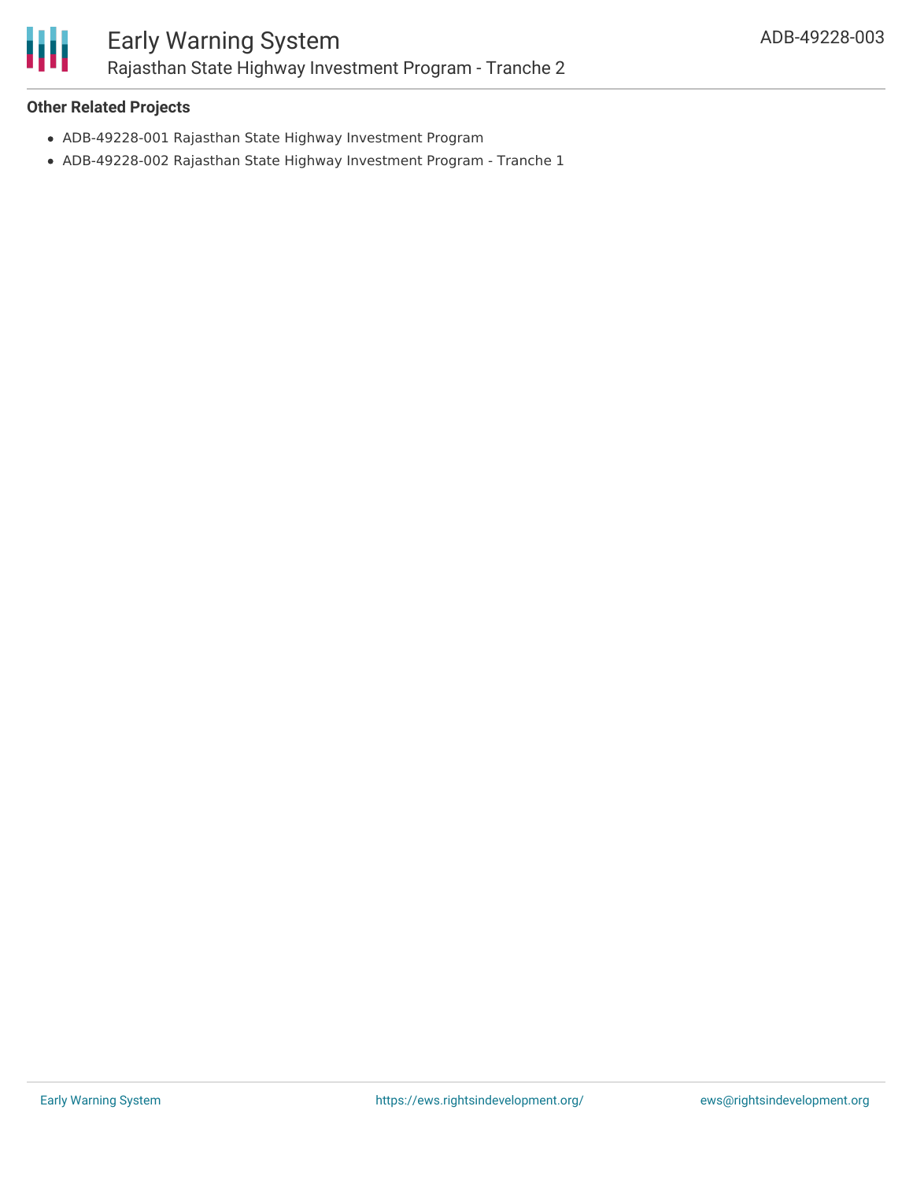**Other Related Projects**

- ADB-49228-001 Rajasthan State Highway Investment Program
- ADB-49228-002 Rajasthan State Highway Investment Program - Tranche 1